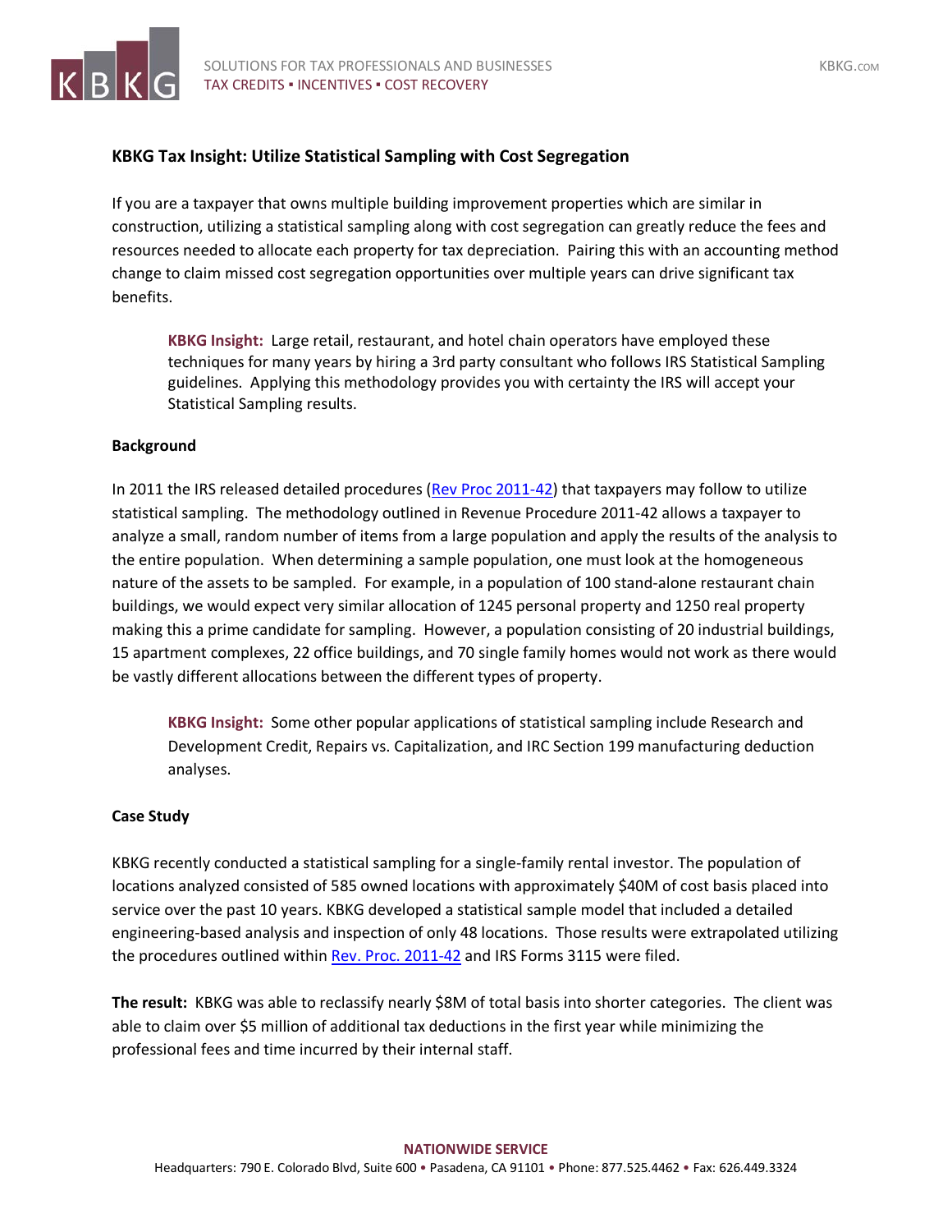# KBKG Tax Insight: Utilize Statistical Sampling with Cost Segregation

If you are a taxpayer that owns multiple building improvement properties which are similar in construction, utilizing a statistical sampling along with cost segregation can greatly reduce the fees and resources needed to allocate each property for tax depreciation. Pairing this with an accounting method change to claim missed cost segregation opportunities over multiple years can drive significant tax benefits.

> **KBKG Insight:** Large retail, restaurant, and hotel chain operators have employed these techniques for many years by hiring a 3rd party consultant who follows IRS Statistical Sampling guidelines. Applying this methodology provides you with certainty the IRS will accept your Statistical Sampling results.

## Background

In 2011 the IRS released detailed procedures (Rev Proc 2011-42) that taxpayers may follow to utilize statistical sampling. The methodology outlined in Revenue Procedure 2011-42 allows a taxpayer to analyze a small, random number of items from a large population and apply the results of the analysis to the entire population. When determining a sample population, one must look at the homogeneous nature of the assets to be sampled. For example, in a population of 100 stand-alone restaurant chain buildings, we would expect very similar allocation of 1245 personal property and 1250 real property making this a prime candidate for sampling. However, a population consisting of 20 industrial buildings, 15 apartment complexes, 22 office buildings, and 70 single family homes would not work as there would be vastly different allocations between the different types of property.

> **KBKG Insight:** Some other popular applications of statistical sampling include Research and Development Credit, Repairs vs. Capitalization, and IRC Section 199 manufacturing deduction analyses.

## Case Study

KBKG recently conducted a statistical sampling for a single-family rental investor. The population of locations analyzed consisted of 585 owned locations with approximately $40M of cost basis placed into service over the past 10 years. KBKG developed a statistical sample model that included a detailed engineering-based analysis and inspection of only 48 locations. Those results were extrapolated utilizing the procedures outlined within Rev. Proc. 2011-42 and IRS Forms 3115 were filed.

**The result:** KBKG was able to reclassify nearly $8M of total basis into shorter categories. The client was able to claim over $5 million of additional tax deductions in the first year while minimizing the professional fees and time incurred by their internal staff.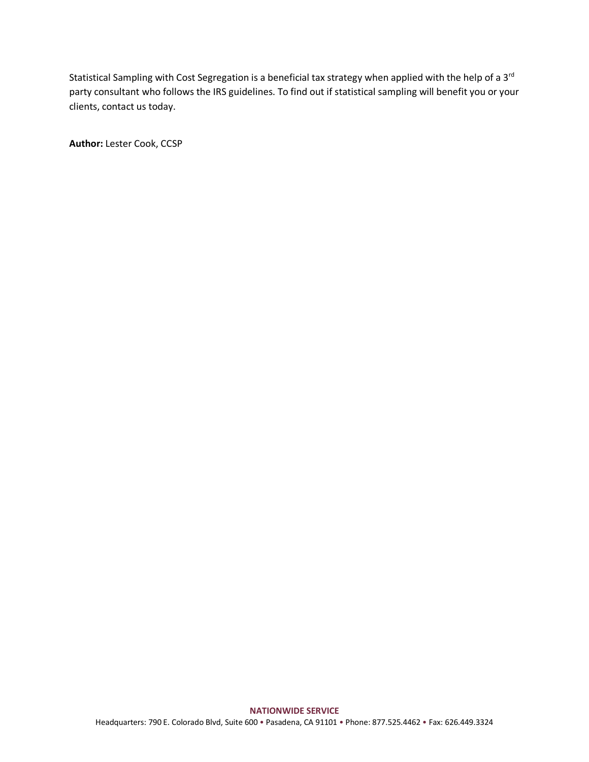Statistical Sampling with Cost Segregation is a beneficial tax strategy when applied with the help of a 3rd party consultant who follows the IRS guidelines. To find out if statistical sampling will benefit you or your clients, contact us today.

**Author:** Lester Cook, CCSP